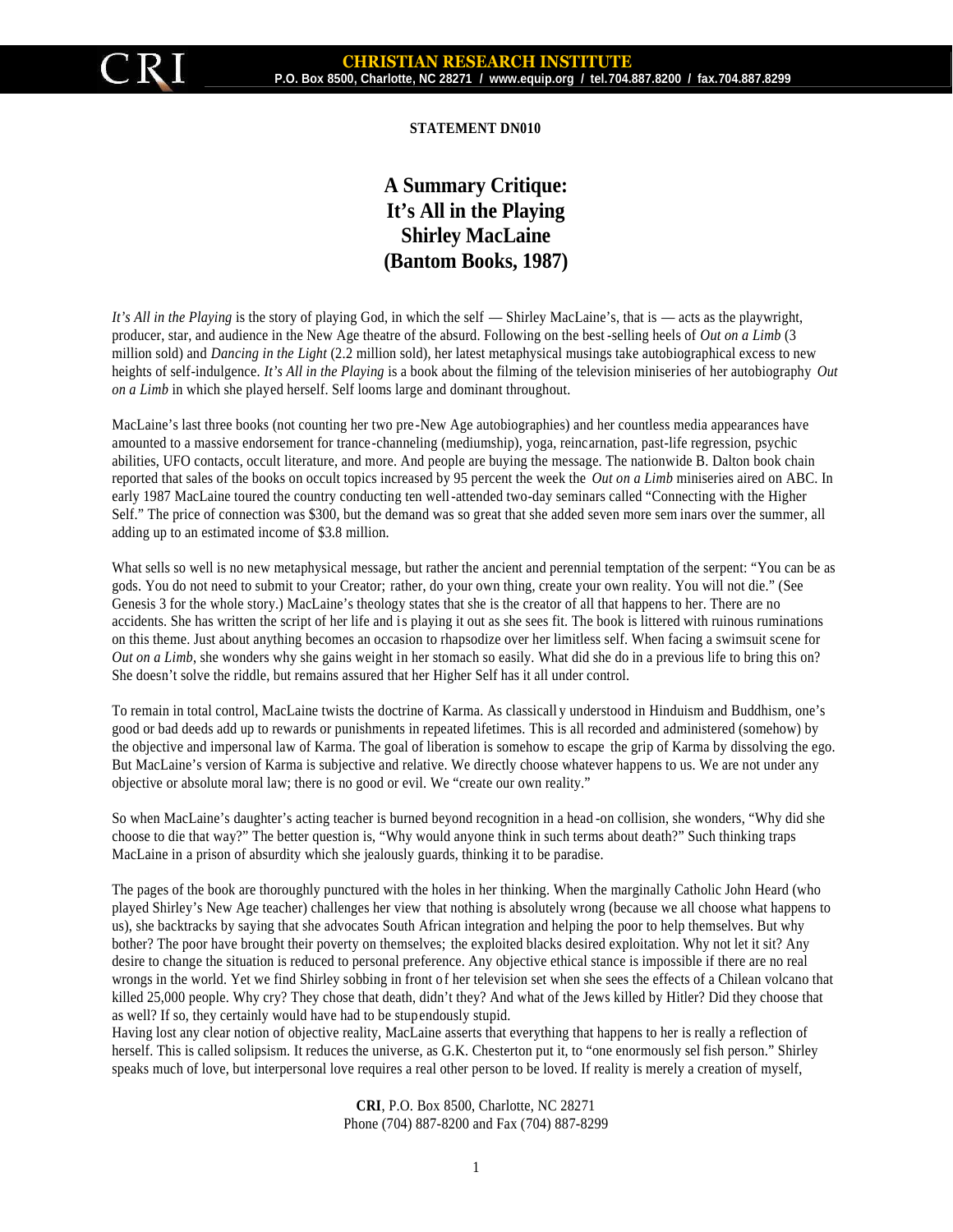**STATEMENT DN010**

# A Summary Critique: It's All in the Playing Shirley MacLaine (Bantom Books, 1987)

*It's All in the Playing* is the story of playing God, in which the self — Shirley MacLaine's, that is — acts as the playwright, producer, star, and audience in the New Age theatre of the absurd. Following on the best-selling heels of *Out on a Limb* (3 million sold) and *Dancing in the Light* (2.2 million sold), her latest metaphysical musings take autobiographical excess to new heights of self-indulgence. *It's All in the Playing* is a book about the filming of the television miniseries of her autobiography *Out on a Limb* in which she played herself. Self looms large and dominant throughout.

MacLaine's last three books (not counting her two pre-New Age autobiographies) and her countless media appearances have amounted to a massive endorsement for trance-channeling (mediumship), yoga, reincarnation, past-life regression, psychic abilities, UFO contacts, occult literature, and more. And people are buying the message. The nationwide B. Dalton book chain reported that sales of the books on occult topics increased by 95 percent the week the *Out on a Limb* miniseries aired on ABC. In early 1987 MacLaine toured the country conducting ten well-attended two-day seminars called "Connecting with the Higher Self." The price of connection was $300, but the demand was so great that she added seven more seminars over the summer, all adding up to an estimated income of $3.8 million.

What sells so well is no new metaphysical message, but rather the ancient and perennial temptation of the serpent: "You can be as gods. You do not need to submit to your Creator; rather, do your own thing, create your own reality. You will not die." (See Genesis 3 for the whole story.) MacLaine's theology states that she is the creator of all that happens to her. There are no accidents. She has written the script of her life and is playing it out as she sees fit. The book is littered with ruinous ruminations on this theme. Just about anything becomes an occasion to rhapsodize over her limitless self. When facing a swimsuit scene for *Out on a Limb*, she wonders why she gains weight in her stomach so easily. What did she do in a previous life to bring this on? She doesn't solve the riddle, but remains assured that her Higher Self has it all under control.

To remain in total control, MacLaine twists the doctrine of Karma. As classically understood in Hinduism and Buddhism, one's good or bad deeds add up to rewards or punishments in repeated lifetimes. This is all recorded and administered (somehow) by the objective and impersonal law of Karma. The goal of liberation is somehow to escape the grip of Karma by dissolving the ego. But MacLaine's version of Karma is subjective and relative. We directly choose whatever happens to us. We are not under any objective or absolute moral law; there is no good or evil. We "create our own reality."

So when MacLaine's daughter's acting teacher is burned beyond recognition in a head-on collision, she wonders, "Why did she choose to die that way?" The better question is, "Why would anyone think in such terms about death?" Such thinking traps MacLaine in a prison of absurdity which she jealously guards, thinking it to be paradise.

The pages of the book are thoroughly punctured with the holes in her thinking. When the marginally Catholic John Heard (who played Shirley's New Age teacher) challenges her view that nothing is absolutely wrong (because we all choose what happens to us), she backtracks by saying that she advocates South African integration and helping the poor to help themselves. But why bother? The poor have brought their poverty on themselves; the exploited blacks desired exploitation. Why not let it sit? Any desire to change the situation is reduced to personal preference. Any objective ethical stance is impossible if there are no real wrongs in the world. Yet we find Shirley sobbing in front of her television set when she sees the effects of a Chilean volcano that killed 25,000 people. Why cry? They chose that death, didn't they? And what of the Jews killed by Hitler? Did they choose that as well? If so, they certainly would have had to be stupendously stupid.

Having lost any clear notion of objective reality, MacLaine asserts that everything that happens to her is really a reflection of herself. This is called solipsism. It reduces the universe, as G.K. Chesterton put it, to "one enormously selfish person." Shirley speaks much of love, but interpersonal love requires a real other person to be loved. If reality is merely a creation of myself,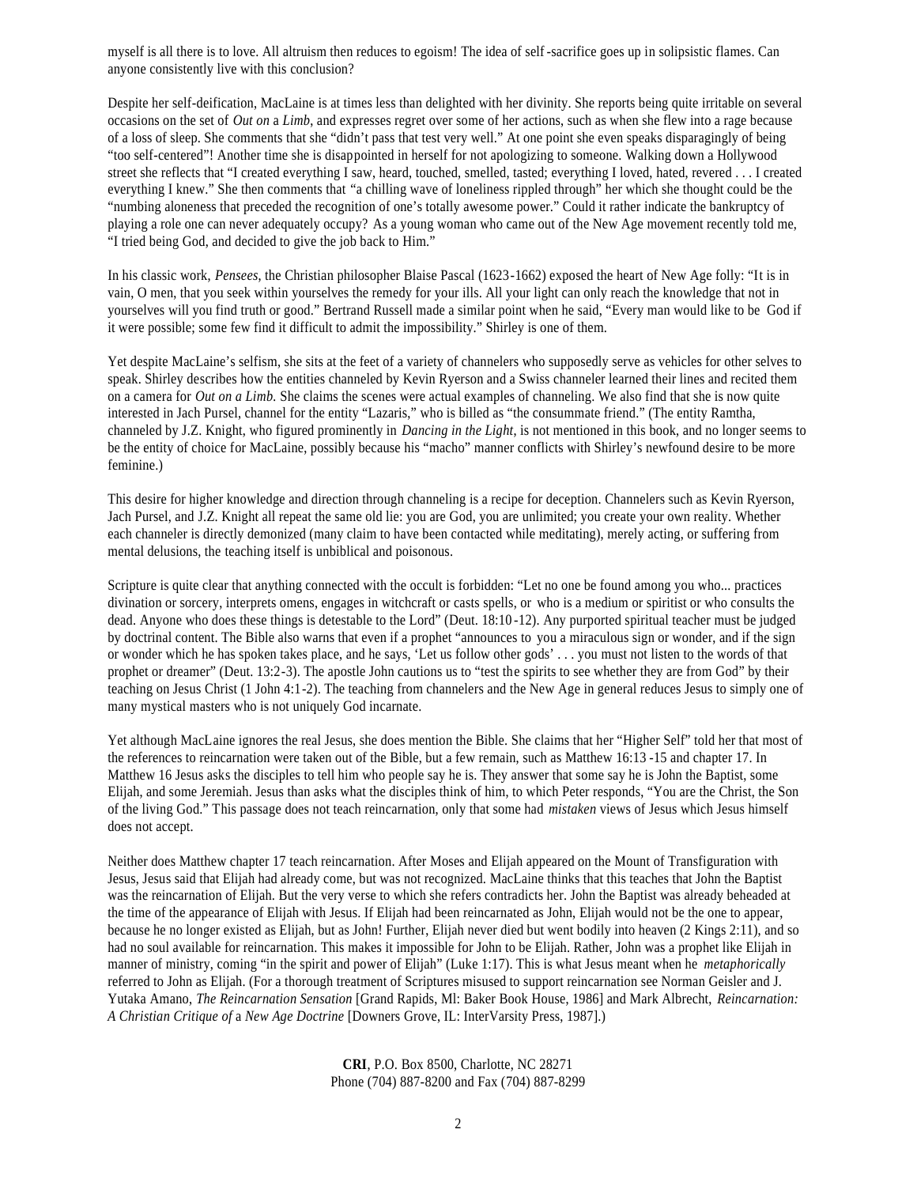myself is all there is to love. All altruism then reduces to egoism! The idea of self-sacrifice goes up in solipsistic flames. Can anyone consistently live with this conclusion?

Despite her self-deification, MacLaine is at times less than delighted with her divinity. She reports being quite irritable on several occasions on the set of *Out on* a *Limb*, and expresses regret over some of her actions, such as when she flew into a rage because of a loss of sleep. She comments that she "didn't pass that test very well." At one point she even speaks disparagingly of being "too self-centered"! Another time she is disappointed in herself for not apologizing to someone. Walking down a Hollywood street she reflects that "I created everything I saw, heard, touched, smelled, tasted; everything I loved, hated, revered . . . I created everything I knew." She then comments that "a chilling wave of loneliness rippled through" her which she thought could be the "numbing aloneness that preceded the recognition of one's totally awesome power." Could it rather indicate the bankruptcy of playing a role one can never adequately occupy? As a young woman who came out of the New Age movement recently told me, "I tried being God, and decided to give the job back to Him."

In his classic work, *Pensees*, the Christian philosopher Blaise Pascal (1623-1662) exposed the heart of New Age folly: "It is in vain, O men, that you seek within yourselves the remedy for your ills. All your light can only reach the knowledge that not in yourselves will you find truth or good." Bertrand Russell made a similar point when he said, "Every man would like to be God if it were possible; some few find it difficult to admit the impossibility." Shirley is one of them.

Yet despite MacLaine's selfism, she sits at the feet of a variety of channelers who supposedly serve as vehicles for other selves to speak. Shirley describes how the entities channeled by Kevin Ryerson and a Swiss channeler learned their lines and recited them on a camera for *Out on a Limb.* She claims the scenes were actual examples of channeling. We also find that she is now quite interested in Jach Pursel, channel for the entity "Lazaris," who is billed as "the consummate friend." (The entity Ramtha, channeled by J.Z. Knight, who figured prominently in *Dancing in the Light*, is not mentioned in this book, and no longer seems to be the entity of choice for MacLaine, possibly because his "macho" manner conflicts with Shirley's newfound desire to be more feminine.)

This desire for higher knowledge and direction through channeling is a recipe for deception. Channelers such as Kevin Ryerson, Jach Pursel, and J.Z. Knight all repeat the same old lie: you are God, you are unlimited; you create your own reality. Whether each channeler is directly demonized (many claim to have been contacted while meditating), merely acting, or suffering from mental delusions, the teaching itself is unbiblical and poisonous.

Scripture is quite clear that anything connected with the occult is forbidden: "Let no one be found among you who... practices divination or sorcery, interprets omens, engages in witchcraft or casts spells, or who is a medium or spiritist or who consults the dead. Anyone who does these things is detestable to the Lord" (Deut. 18:10-12). Any purported spiritual teacher must be judged by doctrinal content. The Bible also warns that even if a prophet "announces to you a miraculous sign or wonder, and if the sign or wonder which he has spoken takes place, and he says, 'Let us follow other gods' . . . you must not listen to the words of that prophet or dreamer" (Deut. 13:2-3). The apostle John cautions us to "test the spirits to see whether they are from God" by their teaching on Jesus Christ (1 John 4:1-2). The teaching from channelers and the New Age in general reduces Jesus to simply one of many mystical masters who is not uniquely God incarnate.

Yet although MacLaine ignores the real Jesus, she does mention the Bible. She claims that her "Higher Self" told her that most of the references to reincarnation were taken out of the Bible, but a few remain, such as Matthew 16:13-15 and chapter 17. In Matthew 16 Jesus asks the disciples to tell him who people say he is. They answer that some say he is John the Baptist, some Elijah, and some Jeremiah. Jesus than asks what the disciples think of him, to which Peter responds, "You are the Christ, the Son of the living God." This passage does not teach reincarnation, only that some had *mistaken* views of Jesus which Jesus himself does not accept.

Neither does Matthew chapter 17 teach reincarnation. After Moses and Elijah appeared on the Mount of Transfiguration with Jesus, Jesus said that Elijah had already come, but was not recognized. MacLaine thinks that this teaches that John the Baptist was the reincarnation of Elijah. But the very verse to which she refers contradicts her. John the Baptist was already beheaded at the time of the appearance of Elijah with Jesus. If Elijah had been reincarnated as John, Elijah would not be the one to appear, because he no longer existed as Elijah, but as John! Further, Elijah never died but went bodily into heaven (2 Kings 2:11), and so had no soul available for reincarnation. This makes it impossible for John to be Elijah. Rather, John was a prophet like Elijah in manner of ministry, coming "in the spirit and power of Elijah" (Luke 1:17). This is what Jesus meant when he *metaphorically* referred to John as Elijah. (For a thorough treatment of Scriptures misused to support reincarnation see Norman Geisler and J. Yutaka Amano, *The Reincarnation Sensation* [Grand Rapids, Ml: Baker Book House, 1986] and Mark Albrecht, *Reincarnation: A Christian Critique of* a *New Age Doctrine* [Downers Grove, IL: InterVarsity Press, 1987].)

**CRI**, P.O. Box 8500, Charlotte, NC 28271
Phone (704) 887-8200 and Fax (704) 887-8299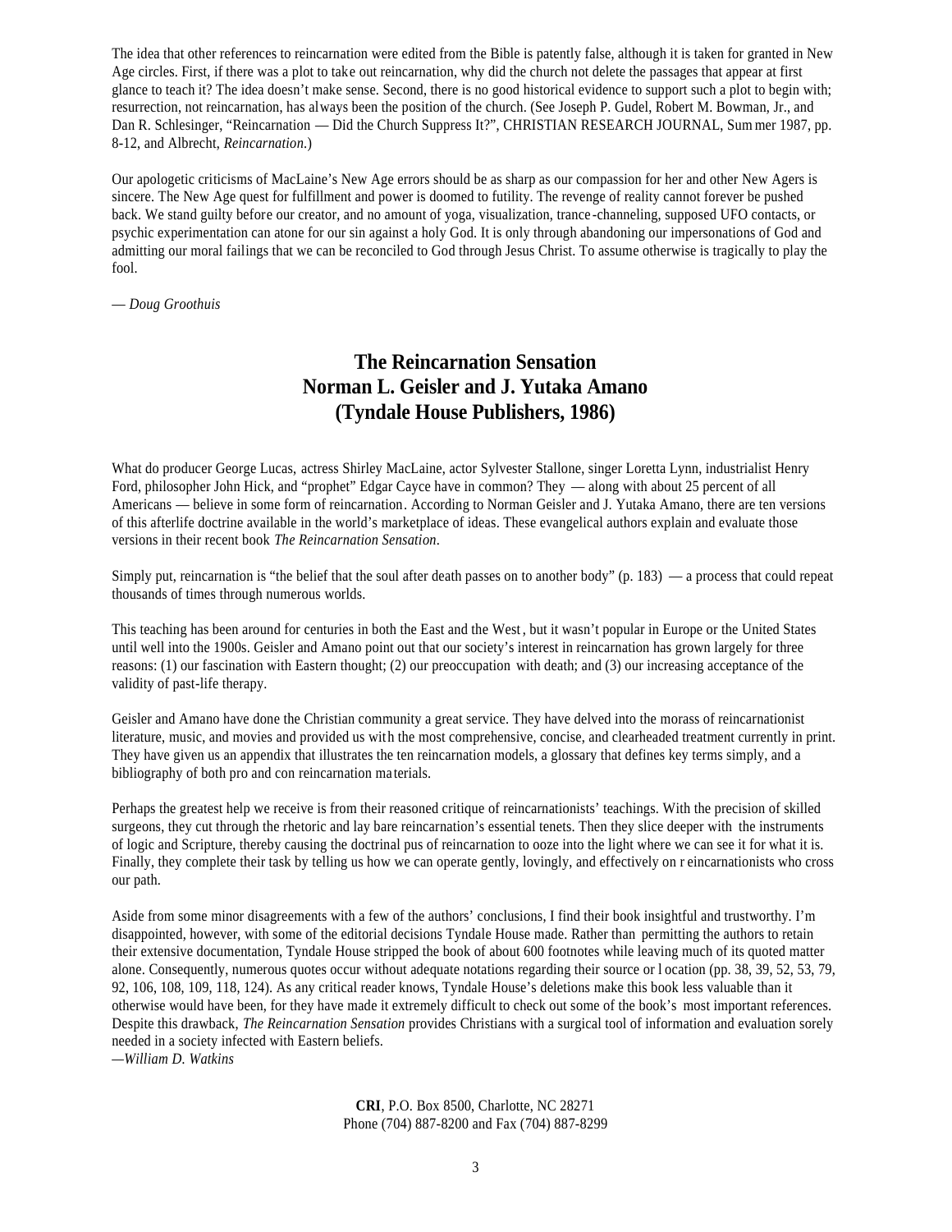The idea that other references to reincarnation were edited from the Bible is patently false, although it is taken for granted in New Age circles. First, if there was a plot to take out reincarnation, why did the church not delete the passages that appear at first glance to teach it? The idea doesn't make sense. Second, there is no good historical evidence to support such a plot to begin with; resurrection, not reincarnation, has always been the position of the church. (See Joseph P. Gudel, Robert M. Bowman, Jr., and Dan R. Schlesinger, "Reincarnation — Did the Church Suppress It?", CHRISTIAN RESEARCH JOURNAL, Summer 1987, pp. 8-12, and Albrecht, *Reincarnation*.)

Our apologetic criticisms of MacLaine's New Age errors should be as sharp as our compassion for her and other New Agers is sincere. The New Age quest for fulfillment and power is doomed to futility. The revenge of reality cannot forever be pushed back. We stand guilty before our creator, and no amount of yoga, visualization, trance-channeling, supposed UFO contacts, or psychic experimentation can atone for our sin against a holy God. It is only through abandoning our impersonations of God and admitting our moral failings that we can be reconciled to God through Jesus Christ. To assume otherwise is tragically to play the fool.

— *Doug Groothuis*

## The Reincarnation Sensation
## Norman L. Geisler and J. Yutaka Amano
## (Tyndale House Publishers, 1986)

What do producer George Lucas, actress Shirley MacLaine, actor Sylvester Stallone, singer Loretta Lynn, industrialist Henry Ford, philosopher John Hick, and "prophet" Edgar Cayce have in common? They — along with about 25 percent of all Americans — believe in some form of reincarnation. According to Norman Geisler and J. Yutaka Amano, there are ten versions of this afterlife doctrine available in the world's marketplace of ideas. These evangelical authors explain and evaluate those versions in their recent book *The Reincarnation Sensation*.

Simply put, reincarnation is "the belief that the soul after death passes on to another body" (p. 183) — a process that could repeat thousands of times through numerous worlds.

This teaching has been around for centuries in both the East and the West, but it wasn't popular in Europe or the United States until well into the 1900s. Geisler and Amano point out that our society's interest in reincarnation has grown largely for three reasons: (1) our fascination with Eastern thought; (2) our preoccupation with death; and (3) our increasing acceptance of the validity of past-life therapy.

Geisler and Amano have done the Christian community a great service. They have delved into the morass of reincarnationist literature, music, and movies and provided us with the most comprehensive, concise, and clearheaded treatment currently in print. They have given us an appendix that illustrates the ten reincarnation models, a glossary that defines key terms simply, and a bibliography of both pro and con reincarnation materials.

Perhaps the greatest help we receive is from their reasoned critique of reincarnationists' teachings. With the precision of skilled surgeons, they cut through the rhetoric and lay bare reincarnation's essential tenets. Then they slice deeper with the instruments of logic and Scripture, thereby causing the doctrinal pus of reincarnation to ooze into the light where we can see it for what it is. Finally, they complete their task by telling us how we can operate gently, lovingly, and effectively on reincarnationists who cross our path.

Aside from some minor disagreements with a few of the authors' conclusions, I find their book insightful and trustworthy. I'm disappointed, however, with some of the editorial decisions Tyndale House made. Rather than permitting the authors to retain their extensive documentation, Tyndale House stripped the book of about 600 footnotes while leaving much of its quoted matter alone. Consequently, numerous quotes occur without adequate notations regarding their source or location (pp. 38, 39, 52, 53, 79, 92, 106, 108, 109, 118, 124). As any critical reader knows, Tyndale House's deletions make this book less valuable than it otherwise would have been, for they have made it extremely difficult to check out some of the book's most important references. Despite this drawback, *The Reincarnation Sensation* provides Christians with a surgical tool of information and evaluation sorely needed in a society infected with Eastern beliefs.

—*William D. Watkins*

**CRI**, P.O. Box 8500, Charlotte, NC 28271
Phone (704) 887-8200 and Fax (704) 887-8299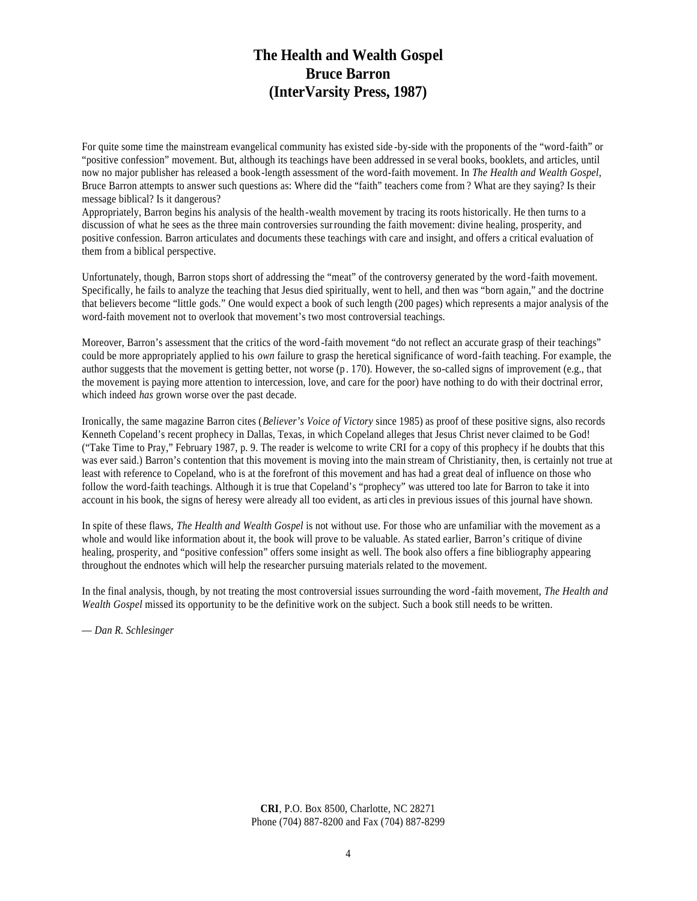# The Health and Wealth Gospel
## Bruce Barron
## (InterVarsity Press, 1987)

For quite some time the mainstream evangelical community has existed side-by-side with the proponents of the "word-faith" or "positive confession" movement. But, although its teachings have been addressed in several books, booklets, and articles, until now no major publisher has released a book-length assessment of the word-faith movement. In *The Health and Wealth Gospel*, Bruce Barron attempts to answer such questions as: Where did the "faith" teachers come from? What are they saying? Is their message biblical? Is it dangerous?

Appropriately, Barron begins his analysis of the health-wealth movement by tracing its roots historically. He then turns to a discussion of what he sees as the three main controversies surrounding the faith movement: divine healing, prosperity, and positive confession. Barron articulates and documents these teachings with care and insight, and offers a critical evaluation of them from a biblical perspective.

Unfortunately, though, Barron stops short of addressing the "meat" of the controversy generated by the word-faith movement. Specifically, he fails to analyze the teaching that Jesus died spiritually, went to hell, and then was "born again," and the doctrine that believers become "little gods." One would expect a book of such length (200 pages) which represents a major analysis of the word-faith movement not to overlook that movement's two most controversial teachings.

Moreover, Barron's assessment that the critics of the word-faith movement "do not reflect an accurate grasp of their teachings" could be more appropriately applied to his *own* failure to grasp the heretical significance of word-faith teaching. For example, the author suggests that the movement is getting better, not worse (p. 170). However, the so-called signs of improvement (e.g., that the movement is paying more attention to intercession, love, and care for the poor) have nothing to do with their doctrinal error, which indeed *has* grown worse over the past decade.

Ironically, the same magazine Barron cites (*Believer's Voice of Victory* since 1985) as proof of these positive signs, also records Kenneth Copeland's recent prophecy in Dallas, Texas, in which Copeland alleges that Jesus Christ never claimed to be God! ("Take Time to Pray," February 1987, p. 9. The reader is welcome to write CRI for a copy of this prophecy if he doubts that this was ever said.) Barron's contention that this movement is moving into the mainstream of Christianity, then, is certainly not true at least with reference to Copeland, who is at the forefront of this movement and has had a great deal of influence on those who follow the word-faith teachings. Although it is true that Copeland's "prophecy" was uttered too late for Barron to take it into account in his book, the signs of heresy were already all too evident, as articles in previous issues of this journal have shown.

In spite of these flaws, *The Health and Wealth Gospel* is not without use. For those who are unfamiliar with the movement as a whole and would like information about it, the book will prove to be valuable. As stated earlier, Barron's critique of divine healing, prosperity, and "positive confession" offers some insight as well. The book also offers a fine bibliography appearing throughout the endnotes which will help the researcher pursuing materials related to the movement.

In the final analysis, though, by not treating the most controversial issues surrounding the word-faith movement, *The Health and Wealth Gospel* missed its opportunity to be the definitive work on the subject. Such a book still needs to be written.

— *Dan R. Schlesinger*